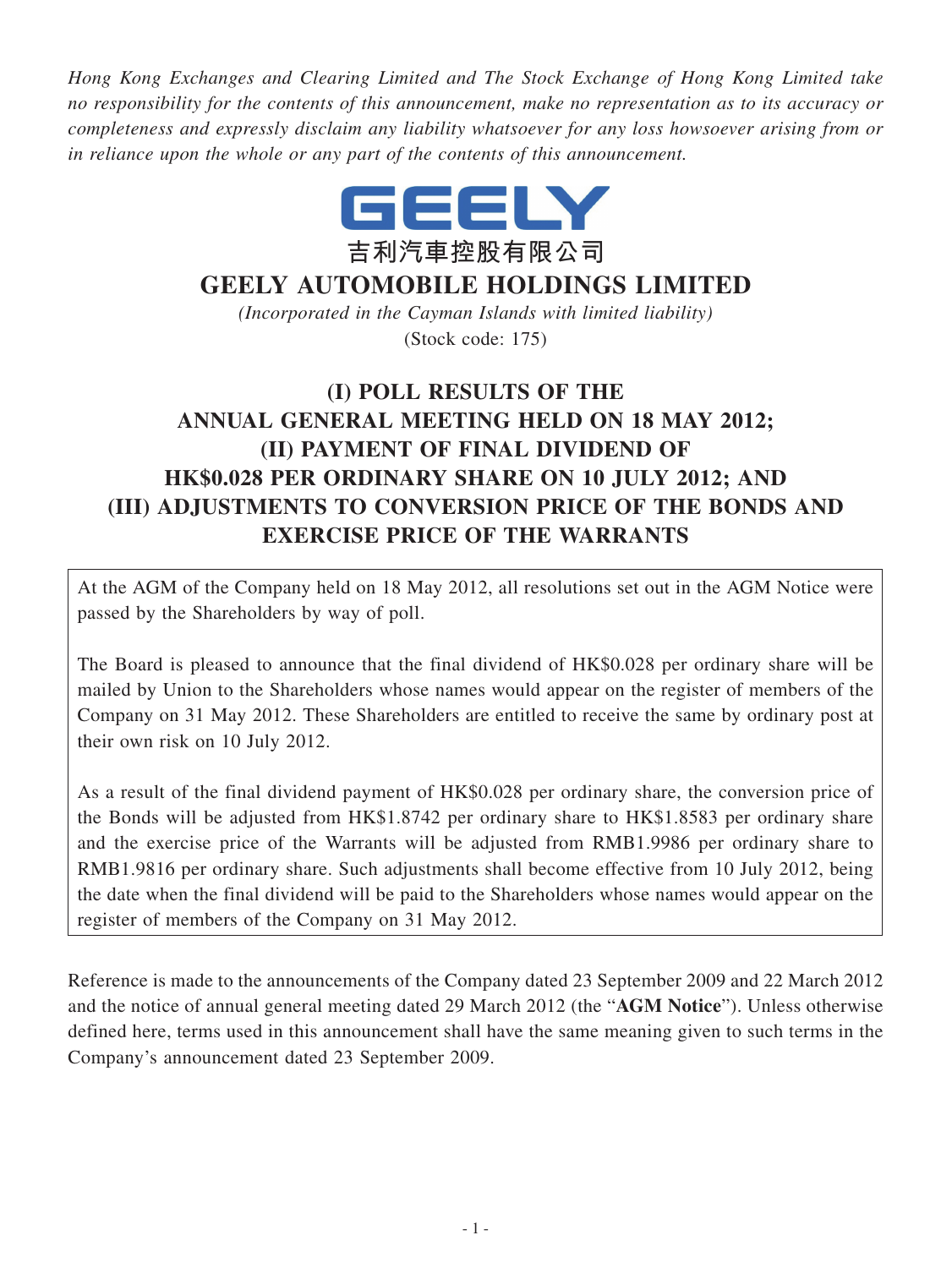*Hong Kong Exchanges and Clearing Limited and The Stock Exchange of Hong Kong Limited take no responsibility for the contents of this announcement, make no representation as to its accuracy or completeness and expressly disclaim any liability whatsoever for any loss howsoever arising from or in reliance upon the whole or any part of the contents of this announcement.*

GEELY

吉利汽車控股有限公司

# GEELY AUTOMOBILE HOLDINGS LIMITED

*(Incorporated in the Cayman Islands with limited liability)*

(Stock code: 175)

## (I) POLL RESULTS OF THE ANNUAL GENERAL MEETING HELD ON 18 MAY 2012; (II) PAYMENT OF FINAL DIVIDEND OF HK$0.028 PER ORDINARY SHARE ON 10 JULY 2012; AND (III) ADJUSTMENTS TO CONVERSION PRICE OF THE BONDS AND EXERCISE PRICE OF THE WARRANTS

At the AGM of the Company held on 18 May 2012, all resolutions set out in the AGM Notice were passed by the Shareholders by way of poll.

The Board is pleased to announce that the final dividend of HK$0.028 per ordinary share will be mailed by Union to the Shareholders whose names would appear on the register of members of the Company on 31 May 2012. These Shareholders are entitled to receive the same by ordinary post at their own risk on 10 July 2012.

As a result of the final dividend payment of HK$0.028 per ordinary share, the conversion price of the Bonds will be adjusted from HK$1.8742 per ordinary share to HK$1.8583 per ordinary share and the exercise price of the Warrants will be adjusted from RMB1.9986 per ordinary share to RMB1.9816 per ordinary share. Such adjustments shall become effective from 10 July 2012, being the date when the final dividend will be paid to the Shareholders whose names would appear on the register of members of the Company on 31 May 2012.

Reference is made to the announcements of the Company dated 23 September 2009 and 22 March 2012 and the notice of annual general meeting dated 29 March 2012 (the "**AGM Notice**"). Unless otherwise defined here, terms used in this announcement shall have the same meaning given to such terms in the Company's announcement dated 23 September 2009.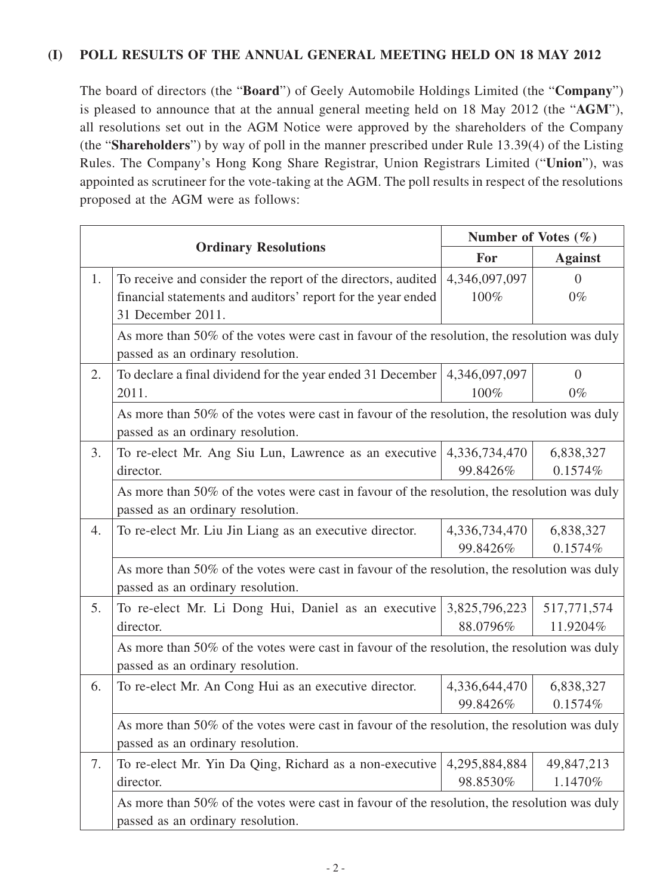## (I) POLL RESULTS OF THE ANNUAL GENERAL MEETING HELD ON 18 MAY 2012

The board of directors (the "**Board**") of Geely Automobile Holdings Limited (the "**Company**") is pleased to announce that at the annual general meeting held on 18 May 2012 (the "**AGM**"), all resolutions set out in the AGM Notice were approved by the shareholders of the Company (the "**Shareholders**") by way of poll in the manner prescribed under Rule 13.39(4) of the Listing Rules. The Company's Hong Kong Share Registrar, Union Registrars Limited ("**Union**"), was appointed as scrutineer for the vote-taking at the AGM. The poll results in respect of the resolutions proposed at the AGM were as follows:

| | **Ordinary Resolutions** | **Number of Votes (%)** | |
|---|---|---|---|
| | | **For** | **Against** |
| 1. | To receive and consider the report of the directors, audited financial statements and auditors' report for the year ended 31 December 2011. | 4,346,097,097<br>100% | 0<br>0% |
| | As more than 50% of the votes were cast in favour of the resolution, the resolution was duly passed as an ordinary resolution. | | |
| 2. | To declare a final dividend for the year ended 31 December 2011. | 4,346,097,097<br>100% | 0<br>0% |
| | As more than 50% of the votes were cast in favour of the resolution, the resolution was duly passed as an ordinary resolution. | | |
| 3. | To re-elect Mr. Ang Siu Lun, Lawrence as an executive director. | 4,336,734,470<br>99.8426% | 6,838,327<br>0.1574% |
| | As more than 50% of the votes were cast in favour of the resolution, the resolution was duly passed as an ordinary resolution. | | |
| 4. | To re-elect Mr. Liu Jin Liang as an executive director. | 4,336,734,470<br>99.8426% | 6,838,327<br>0.1574% |
| | As more than 50% of the votes were cast in favour of the resolution, the resolution was duly passed as an ordinary resolution. | | |
| 5. | To re-elect Mr. Li Dong Hui, Daniel as an executive director. | 3,825,796,223<br>88.0796% | 517,771,574<br>11.9204% |
| | As more than 50% of the votes were cast in favour of the resolution, the resolution was duly passed as an ordinary resolution. | | |
| 6. | To re-elect Mr. An Cong Hui as an executive director. | 4,336,644,470<br>99.8426% | 6,838,327<br>0.1574% |
| | As more than 50% of the votes were cast in favour of the resolution, the resolution was duly passed as an ordinary resolution. | | |
| 7. | To re-elect Mr. Yin Da Qing, Richard as a non-executive director. | 4,295,884,884<br>98.8530% | 49,847,213<br>1.1470% |
| | As more than 50% of the votes were cast in favour of the resolution, the resolution was duly passed as an ordinary resolution. | | |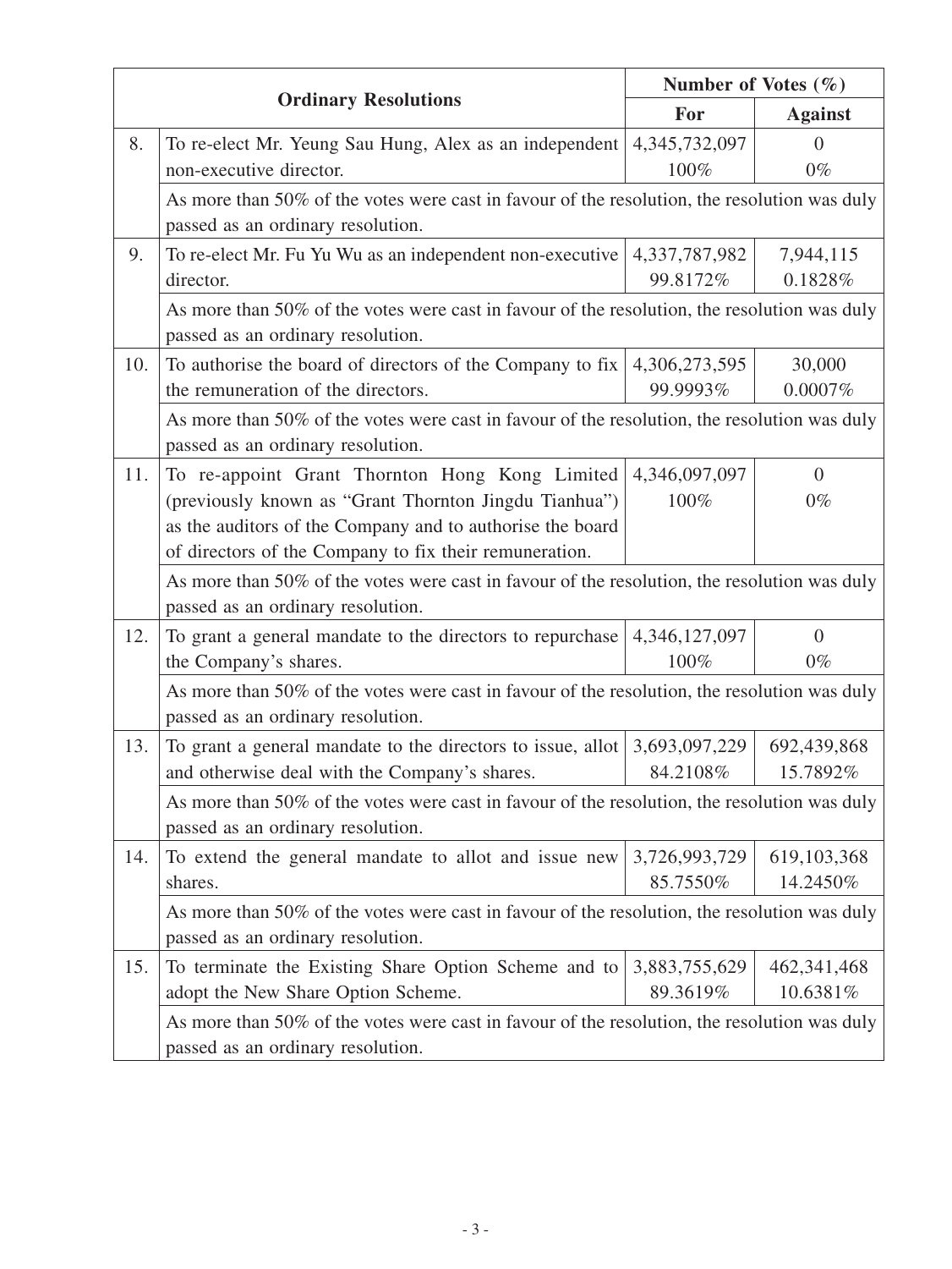| | Ordinary Resolutions | Number of Votes (%) | |
|---|---|---|---|
| | | For | Against |
| 8. | To re-elect Mr. Yeung Sau Hung, Alex as an independent non-executive director. | 4,345,732,097 100% | 0 0% |
| | As more than 50% of the votes were cast in favour of the resolution, the resolution was duly passed as an ordinary resolution. | | |
| 9. | To re-elect Mr. Fu Yu Wu as an independent non-executive director. | 4,337,787,982 99.8172% | 7,944,115 0.1828% |
| | As more than 50% of the votes were cast in favour of the resolution, the resolution was duly passed as an ordinary resolution. | | |
| 10. | To authorise the board of directors of the Company to fix the remuneration of the directors. | 4,306,273,595 99.9993% | 30,000 0.0007% |
| | As more than 50% of the votes were cast in favour of the resolution, the resolution was duly passed as an ordinary resolution. | | |
| 11. | To re-appoint Grant Thornton Hong Kong Limited (previously known as "Grant Thornton Jingdu Tianhua") as the auditors of the Company and to authorise the board of directors of the Company to fix their remuneration. | 4,346,097,097 100% | 0 0% |
| | As more than 50% of the votes were cast in favour of the resolution, the resolution was duly passed as an ordinary resolution. | | |
| 12. | To grant a general mandate to the directors to repurchase the Company's shares. | 4,346,127,097 100% | 0 0% |
| | As more than 50% of the votes were cast in favour of the resolution, the resolution was duly passed as an ordinary resolution. | | |
| 13. | To grant a general mandate to the directors to issue, allot and otherwise deal with the Company's shares. | 3,693,097,229 84.2108% | 692,439,868 15.7892% |
| | As more than 50% of the votes were cast in favour of the resolution, the resolution was duly passed as an ordinary resolution. | | |
| 14. | To extend the general mandate to allot and issue new shares. | 3,726,993,729 85.7550% | 619,103,368 14.2450% |
| | As more than 50% of the votes were cast in favour of the resolution, the resolution was duly passed as an ordinary resolution. | | |
| 15. | To terminate the Existing Share Option Scheme and to adopt the New Share Option Scheme. | 3,883,755,629 89.3619% | 462,341,468 10.6381% |
| | As more than 50% of the votes were cast in favour of the resolution, the resolution was duly passed as an ordinary resolution. | | |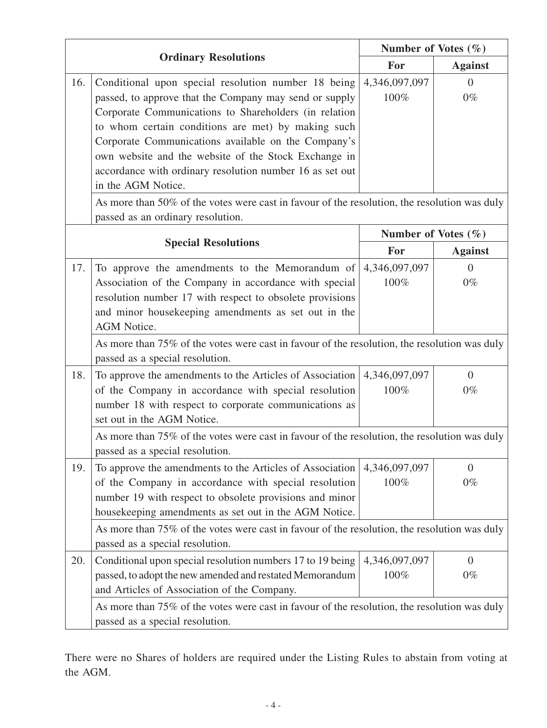| | Ordinary Resolutions | Number of Votes (%) | |
|---|---|---|---|
| | | **For** | **Against** |
| 16. | Conditional upon special resolution number 18 being passed, to approve that the Company may send or supply Corporate Communications to Shareholders (in relation to whom certain conditions are met) by making such Corporate Communications available on the Company's own website and the website of the Stock Exchange in accordance with ordinary resolution number 16 as set out in the AGM Notice. | 4,346,097,097<br>100% | 0<br>0% |
| | As more than 50% of the votes were cast in favour of the resolution, the resolution was duly passed as an ordinary resolution. | | |
| | **Special Resolutions** | **Number of Votes (%)** | |
| | | **For** | **Against** |
| 17. | To approve the amendments to the Memorandum of Association of the Company in accordance with special resolution number 17 with respect to obsolete provisions and minor housekeeping amendments as set out in the AGM Notice. | 4,346,097,097<br>100% | 0<br>0% |
| | As more than 75% of the votes were cast in favour of the resolution, the resolution was duly passed as a special resolution. | | |
| 18. | To approve the amendments to the Articles of Association of the Company in accordance with special resolution number 18 with respect to corporate communications as set out in the AGM Notice. | 4,346,097,097<br>100% | 0<br>0% |
| | As more than 75% of the votes were cast in favour of the resolution, the resolution was duly passed as a special resolution. | | |
| 19. | To approve the amendments to the Articles of Association of the Company in accordance with special resolution number 19 with respect to obsolete provisions and minor housekeeping amendments as set out in the AGM Notice. | 4,346,097,097<br>100% | 0<br>0% |
| | As more than 75% of the votes were cast in favour of the resolution, the resolution was duly passed as a special resolution. | | |
| 20. | Conditional upon special resolution numbers 17 to 19 being passed, to adopt the new amended and restated Memorandum and Articles of Association of the Company. | 4,346,097,097<br>100% | 0<br>0% |
| | As more than 75% of the votes were cast in favour of the resolution, the resolution was duly passed as a special resolution. | | |

There were no Shares of holders are required under the Listing Rules to abstain from voting at the AGM.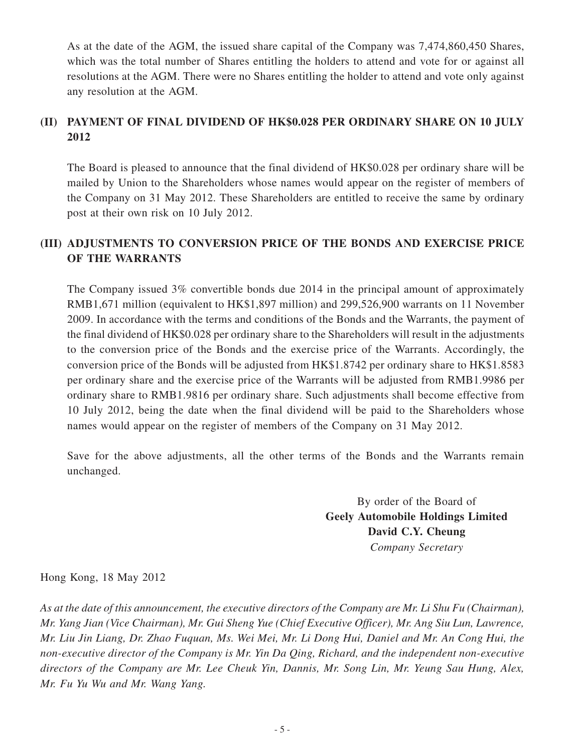As at the date of the AGM, the issued share capital of the Company was 7,474,860,450 Shares, which was the total number of Shares entitling the holders to attend and vote for or against all resolutions at the AGM. There were no Shares entitling the holder to attend and vote only against any resolution at the AGM.

## (II) PAYMENT OF FINAL DIVIDEND OF HK$0.028 PER ORDINARY SHARE ON 10 JULY 2012

The Board is pleased to announce that the final dividend of HK$0.028 per ordinary share will be mailed by Union to the Shareholders whose names would appear on the register of members of the Company on 31 May 2012. These Shareholders are entitled to receive the same by ordinary post at their own risk on 10 July 2012.

## (III) ADJUSTMENTS TO CONVERSION PRICE OF THE BONDS AND EXERCISE PRICE OF THE WARRANTS

The Company issued 3% convertible bonds due 2014 in the principal amount of approximately RMB1,671 million (equivalent to HK$1,897 million) and 299,526,900 warrants on 11 November 2009. In accordance with the terms and conditions of the Bonds and the Warrants, the payment of the final dividend of HK$0.028 per ordinary share to the Shareholders will result in the adjustments to the conversion price of the Bonds and the exercise price of the Warrants. Accordingly, the conversion price of the Bonds will be adjusted from HK$1.8742 per ordinary share to HK$1.8583 per ordinary share and the exercise price of the Warrants will be adjusted from RMB1.9986 per ordinary share to RMB1.9816 per ordinary share. Such adjustments shall become effective from 10 July 2012, being the date when the final dividend will be paid to the Shareholders whose names would appear on the register of members of the Company on 31 May 2012.

Save for the above adjustments, all the other terms of the Bonds and the Warrants remain unchanged.

By order of the Board of
**Geely Automobile Holdings Limited**
**David C.Y. Cheung**
*Company Secretary*

Hong Kong, 18 May 2012

*As at the date of this announcement, the executive directors of the Company are Mr. Li Shu Fu (Chairman), Mr. Yang Jian (Vice Chairman), Mr. Gui Sheng Yue (Chief Executive Officer), Mr. Ang Siu Lun, Lawrence, Mr. Liu Jin Liang, Dr. Zhao Fuquan, Ms. Wei Mei, Mr. Li Dong Hui, Daniel and Mr. An Cong Hui, the non-executive director of the Company is Mr. Yin Da Qing, Richard, and the independent non-executive directors of the Company are Mr. Lee Cheuk Yin, Dannis, Mr. Song Lin, Mr. Yeung Sau Hung, Alex, Mr. Fu Yu Wu and Mr. Wang Yang.*